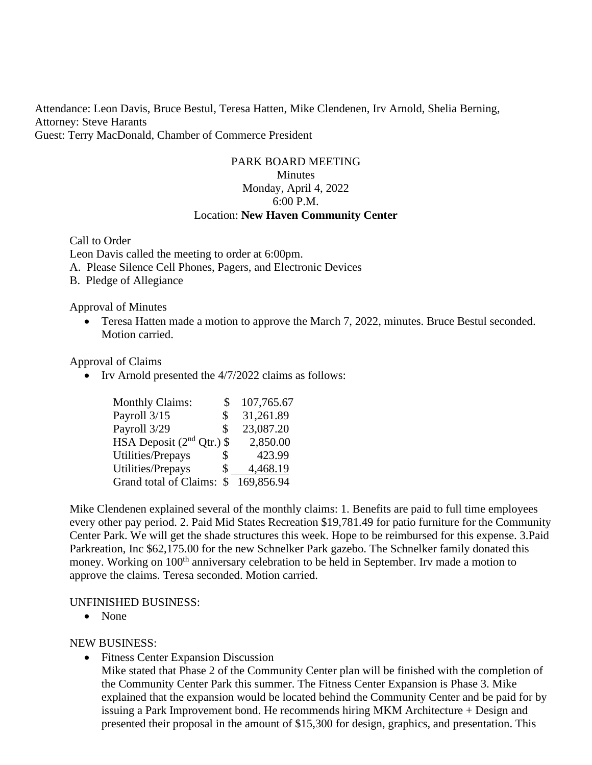Attendance: Leon Davis, Bruce Bestul, Teresa Hatten, Mike Clendenen, Irv Arnold, Shelia Berning,
Attorney: Steve Harants
Guest: Terry MacDonald, Chamber of Commerce President

PARK BOARD MEETING
Minutes
Monday, April 4, 2022
6:00 P.M.
Location: **New Haven Community Center**

Call to Order
Leon Davis called the meeting to order at 6:00pm.

A. Please Silence Cell Phones, Pagers, and Electronic Devices
B. Pledge of Allegiance

Approval of Minutes

- Teresa Hatten made a motion to approve the March 7, 2022, minutes. Bruce Bestul seconded. Motion carried.

Approval of Claims

- Irv Arnold presented the 4/7/2022 claims as follows:

| | | |
|---|---|---|
| Monthly Claims: | $ | 107,765.67 |
| Payroll 3/15 | $ | 31,261.89 |
| Payroll 3/29 | $ | 23,087.20 |
| HSA Deposit (2nd Qtr.) | $ | 2,850.00 |
| Utilities/Prepays | $ | 423.99 |
| Utilities/Prepays | $ | 4,468.19 |
| Grand total of Claims: | $ | 169,856.94 |

Mike Clendenen explained several of the monthly claims: 1. Benefits are paid to full time employees every other pay period. 2. Paid Mid States Recreation $19,781.49 for patio furniture for the Community Center Park. We will get the shade structures this week. Hope to be reimbursed for this expense. 3.Paid Parkreation, Inc $62,175.00 for the new Schnelker Park gazebo. The Schnelker family donated this money. Working on 100th anniversary celebration to be held in September. Irv made a motion to approve the claims. Teresa seconded. Motion carried.

UNFINISHED BUSINESS:

- None

NEW BUSINESS:

- Fitness Center Expansion Discussion
  Mike stated that Phase 2 of the Community Center plan will be finished with the completion of the Community Center Park this summer. The Fitness Center Expansion is Phase 3. Mike explained that the expansion would be located behind the Community Center and be paid for by issuing a Park Improvement bond. He recommends hiring MKM Architecture + Design and presented their proposal in the amount of $15,300 for design, graphics, and presentation. This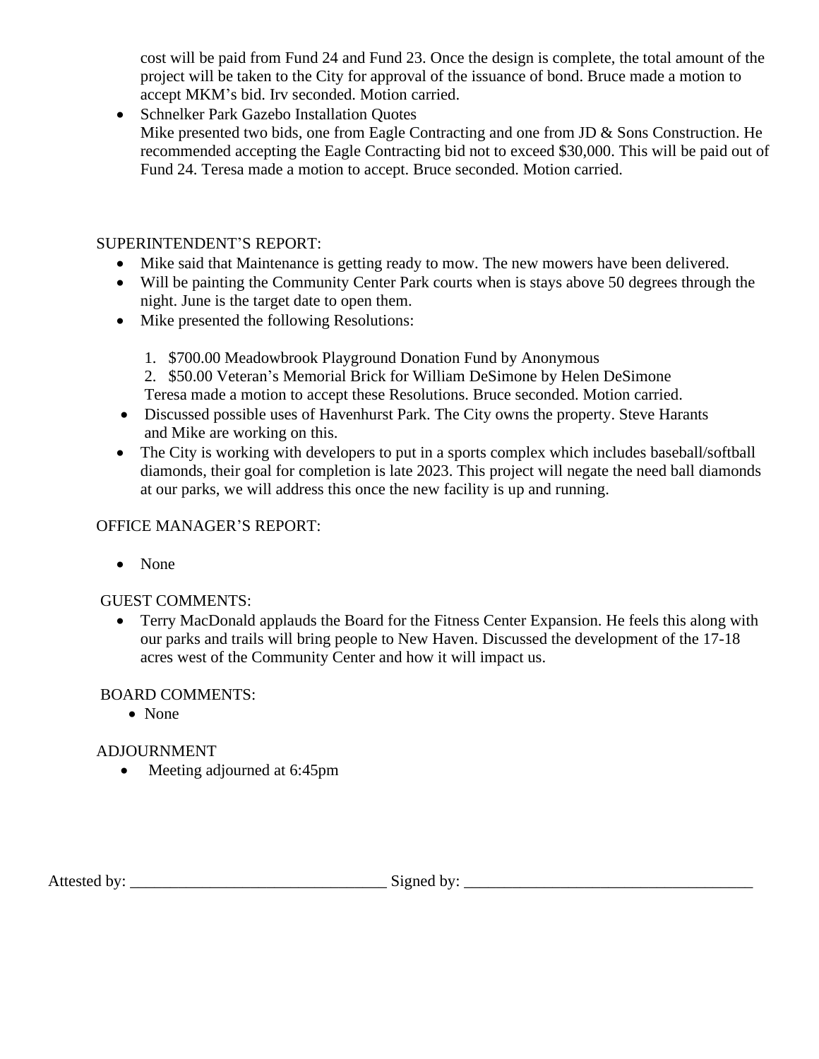cost will be paid from Fund 24 and Fund 23. Once the design is complete, the total amount of the project will be taken to the City for approval of the issuance of bond. Bruce made a motion to accept MKM's bid. Irv seconded. Motion carried.

- Schnelker Park Gazebo Installation Quotes
  Mike presented two bids, one from Eagle Contracting and one from JD & Sons Construction. He recommended accepting the Eagle Contracting bid not to exceed $30,000. This will be paid out of Fund 24. Teresa made a motion to accept. Bruce seconded. Motion carried.

SUPERINTENDENT'S REPORT:

- Mike said that Maintenance is getting ready to mow. The new mowers have been delivered.
- Will be painting the Community Center Park courts when is stays above 50 degrees through the night. June is the target date to open them.
- Mike presented the following Resolutions:

  1. $700.00 Meadowbrook Playground Donation Fund by Anonymous
  2. $50.00 Veteran's Memorial Brick for William DeSimone by Helen DeSimone

  Teresa made a motion to accept these Resolutions. Bruce seconded. Motion carried.
- Discussed possible uses of Havenhurst Park. The City owns the property. Steve Harants and Mike are working on this.
- The City is working with developers to put in a sports complex which includes baseball/softball diamonds, their goal for completion is late 2023. This project will negate the need ball diamonds at our parks, we will address this once the new facility is up and running.

OFFICE MANAGER'S REPORT:

- None

GUEST COMMENTS:

- Terry MacDonald applauds the Board for the Fitness Center Expansion. He feels this along with our parks and trails will bring people to New Haven. Discussed the development of the 17-18 acres west of the Community Center and how it will impact us.

BOARD COMMENTS:

- None

ADJOURNMENT

- Meeting adjourned at 6:45pm

Attested by: ________________________________ Signed by: ____________________________________